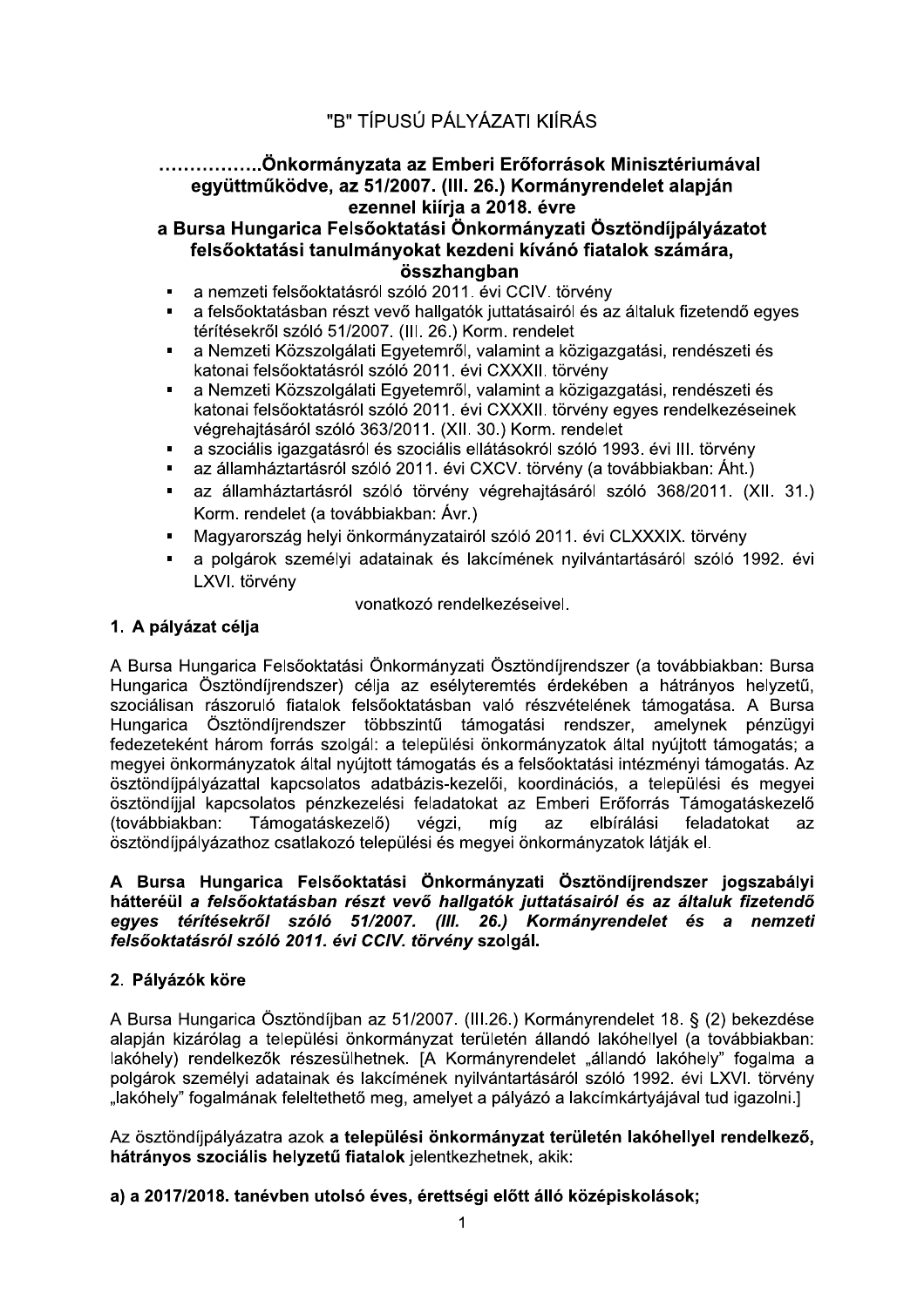# "B" TÍPUSÚ PÁLYÁZATI KIÍRÁS

## ……………..Önkormányzata az Emberi Erőforrások Minisztériumával együttműködve, az 51/2007. (III. 26.) Kormányrendelet alapján ezennel kiírja a 2018. évre a Bursa Hungarica Felsőoktatási Önkormányzati Ösztöndíjpályázatot felsőoktatási tanulmányokat kezdeni kívánó fiatalok számára, összhangban

- a nemzeti felsőoktatásról szóló 2011. évi CCIV. törvény
- a felsőoktatásban részt vevő hallgatók juttatásairól és az általuk fizetendő egyes térítésekről szóló 51/2007. (III. 26.) Korm. rendelet
- a Nemzeti Közszolgálati Egyetemről, valamint a közigazgatási, rendészeti és katonai felsőoktatásról szóló 2011. évi CXXXII. törvény
- a Nemzeti Közszolgálati Egyetemről, valamint a közigazgatási, rendészeti és katonai felsőoktatásról szóló 2011. évi CXXXII. törvény egyes rendelkezéseinek végrehajtásáról szóló 363/2011. (XII. 30.) Korm. rendelet
- a szociális igazgatásról és szociális ellátásokról szóló 1993. évi III. törvény
- az államháztartásról szóló 2011. évi CXCV. törvény (a továbbiakban: Áht.)
- az államháztartásról szóló törvény végrehajtásáról szóló 368/2011. (XII. 31.) Korm. rendelet (a továbbiakban: Ávr.)
- Magyarország helyi önkormányzatairól szóló 2011. évi CLXXXIX. törvény
- a polgárok személyi adatainak és lakcímének nyilvántartásáról szóló 1992. évi LXVI. törvény

vonatkozó rendelkezéseivel.

### 1. A pályázat célja

A Bursa Hungarica Felsőoktatási Önkormányzati Ösztöndíjrendszer (a továbbiakban: Bursa Hungarica Ösztöndíjrendszer) célja az esélyteremtés érdekében a hátrányos helyzetű, szociálisan rászoruló fiatalok felsőoktatásban való részvételének támogatása. A Bursa Hungarica Ösztöndíjrendszer többszintű támogatási rendszer, amelynek pénzügyi fedezeteként három forrás szolgál: a települési önkormányzatok által nyújtott támogatás; a megyei önkormányzatok által nyújtott támogatás és a felsőoktatási intézményi támogatás. Az ösztöndíjpályázattal kapcsolatos adatbázis-kezelői, koordinációs, a települési és megyei ösztöndíjjal kapcsolatos pénzkezelési feladatokat az Emberi Erőforrás Támogatáskezelő (továbbiakban: Támogatáskezelő) végzi, míg az elbírálási feladatokat az ösztöndíjpályázathoz csatlakozó települési és megyei önkormányzatok látják el.

**A Bursa Hungarica Felsőoktatási Önkormányzati Ösztöndíjrendszer jogszabályi hátteréül *a felsőoktatásban részt vevő hallgatók juttatásairól és az általuk fizetendő egyes térítésekről szóló 51/2007. (III. 26.) Kormányrendelet és a nemzeti felsőoktatásról szóló 2011. évi CCIV. törvény* szolgál.**

### 2. Pályázók köre

A Bursa Hungarica Ösztöndíjban az 51/2007. (III.26.) Kormányrendelet 18. § (2) bekezdése alapján kizárólag a települési önkormányzat területén állandó lakóhellyel (a továbbiakban: lakóhely) rendelkezők részesülhetnek. [A Kormányrendelet „állandó lakóhely" fogalma a polgárok személyi adatainak és lakcímének nyilvántartásáról szóló 1992. évi LXVI. törvény „lakóhely" fogalmának feleltethető meg, amelyet a pályázó a lakcímkártyájával tud igazolni.]

Az ösztöndíjpályázatra azok **a települési önkormányzat területén lakóhellyel rendelkező, hátrányos szociális helyzetű fiatalok** jelentkezhetnek, akik:

**a) a 2017/2018. tanévben utolsó éves, érettségi előtt álló középiskolások;**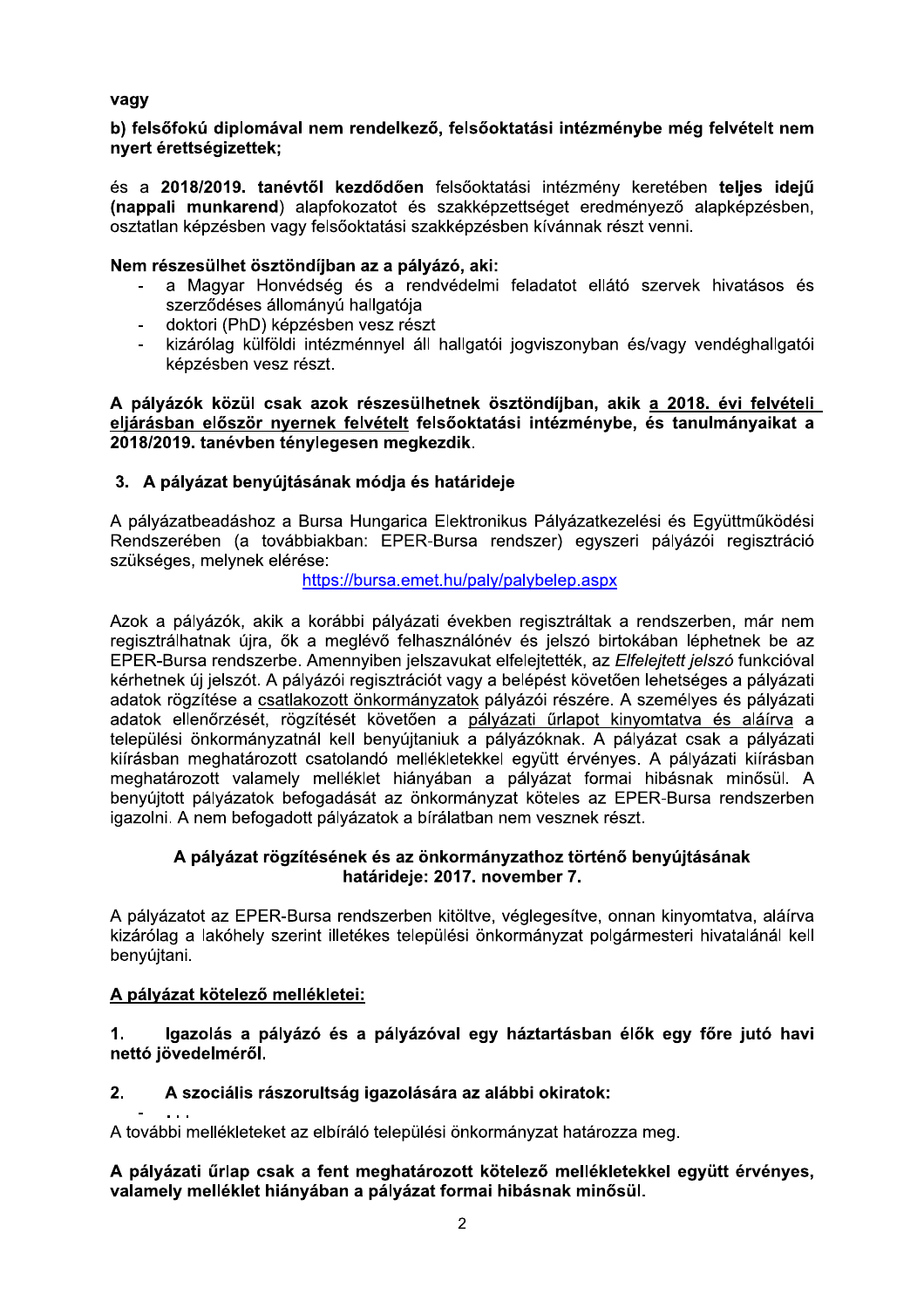**vagy**

**b) felsőfokú diplomával nem rendelkező, felsőoktatási intézménybe még felvételt nem nyert érettségizettek;**

és a **2018/2019. tanévtől kezdődően** felsőoktatási intézmény keretében **teljes idejű (nappali munkarend)** alapfokozatot és szakképzettséget eredményező alapképzésben, osztatlan képzésben vagy felsőoktatási szakképzésben kívánnak részt venni.

**Nem részesülhet ösztöndíjban az a pályázó, aki:**

- a Magyar Honvédség és a rendvédelmi feladatot ellátó szervek hivatásos és szerződéses állományú hallgatója
- doktori (PhD) képzésben vesz részt
- kizárólag külföldi intézménnyel áll hallgatói jogviszonyban és/vagy vendéghallgatói képzésben vesz részt.

**A pályázók közül csak azok részesülhetnek ösztöndíjban, akik <u>a 2018. évi felvételi eljárásban először nyernek felvételt</u> felsőoktatási intézménybe, és tanulmányaikat a 2018/2019. tanévben ténylegesen megkezdik.**

## 3. A pályázat benyújtásának módja és határideje

A pályázatbeadáshoz a Bursa Hungarica Elektronikus Pályázatkezelési és Együttműködési Rendszerében (a továbbiakban: EPER-Bursa rendszer) egyszeri pályázói regisztráció szükséges, melynek elérése:

https://bursa.emet.hu/paly/palybelep.aspx

Azok a pályázók, akik a korábbi pályázati években regisztráltak a rendszerben, már nem regisztrálhatnak újra, ők a meglévő felhasználónév és jelszó birtokában léphetnek be az EPER-Bursa rendszerbe. Amennyiben jelszavukat elfelejtették, az *Elfelejtett jelszó* funkcióval kérhetnek új jelszót. A pályázói regisztrációt vagy a belépést követően lehetséges a pályázati adatok rögzítése a <u>csatlakozott önkormányzatok</u> pályázói részére. A személyes és pályázati adatok ellenőrzését, rögzítését követően a <u>pályázati űrlapot kinyomtatva és aláírva</u> a települési önkormányzatnál kell benyújtaniuk a pályázóknak. A pályázat csak a pályázati kiírásban meghatározott csatolandó mellékletekkel együtt érvényes. A pályázati kiírásban meghatározott valamely melléklet hiányában a pályázat formai hibásnak minősül. A benyújtott pályázatok befogadását az önkormányzat köteles az EPER-Bursa rendszerben igazolni. A nem befogadott pályázatok a bírálatban nem vesznek részt.

**A pályázat rögzítésének és az önkormányzathoz történő benyújtásának határideje: 2017. november 7.**

A pályázatot az EPER-Bursa rendszerben kitöltve, véglegesítve, onnan kinyomtatva, aláírva kizárólag a lakóhely szerint illetékes települési önkormányzat polgármesteri hivatalánál kell benyújtani.

**<u>A pályázat kötelező mellékletei:</u>**

**1. Igazolás a pályázó és a pályázóval egy háztartásban élők egy főre jutó havi nettó jövedelméről.**

**2. A szociális rászorultság igazolására az alábbi okiratok:**

- ...

A további mellékleteket az elbíráló települési önkormányzat határozza meg.

**A pályázati űrlap csak a fent meghatározott kötelező mellékletekkel együtt érvényes, valamely melléklet hiányában a pályázat formai hibásnak minősül.**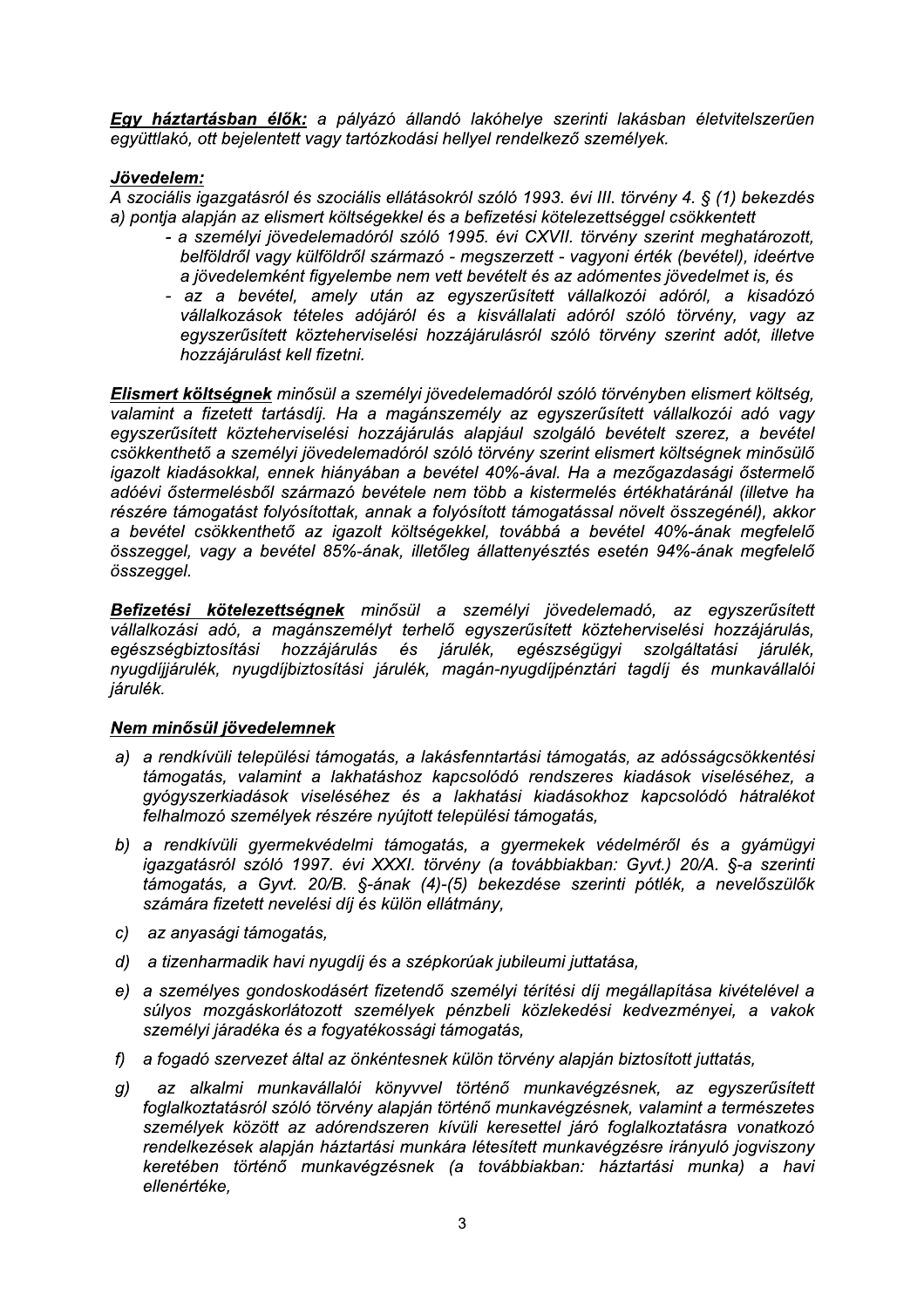***Egy háztartásban élők:*** *a pályázó állandó lakóhelye szerinti lakásban életvitelszerűen együttlakó, ott bejelentett vagy tartózkodási hellyel rendelkező személyek.*

***Jövedelem:***

*A szociális igazgatásról és szociális ellátásokról szóló 1993. évi III. törvény 4. § (1) bekezdés a) pontja alapján az elismert költségekkel és a befizetési kötelezettséggel csökkentett*

- *a személyi jövedelemadóról szóló 1995. évi CXVII. törvény szerint meghatározott, belföldről vagy külföldről származó - megszerzett - vagyoni érték (bevétel), ideértve a jövedelemként figyelembe nem vett bevételt és az adómentes jövedelmet is, és*
- *az a bevétel, amely után az egyszerűsített vállalkozói adóról, a kisadózó vállalkozások tételes adójáról és a kisvállalati adóról szóló törvény, vagy az egyszerűsített közteherviselési hozzájárulásról szóló törvény szerint adót, illetve hozzájárulást kell fizetni.*

***Elismert költségnek*** *minősül a személyi jövedelemadóról szóló törvényben elismert költség, valamint a fizetett tartásdíj. Ha a magánszemély az egyszerűsített vállalkozói adó vagy egyszerűsített közteherviselési hozzájárulás alapjául szolgáló bevételt szerez, a bevétel csökkenthető a személyi jövedelemadóról szóló törvény szerint elismert költségnek minősülő igazolt kiadásokkal, ennek hiányában a bevétel 40%-ával. Ha a mezőgazdasági őstermelő adóévi őstermelésből származó bevétele nem több a kistermelés értékhatáránál (illetve ha részére támogatást folyósítottak, annak a folyósított támogatással növelt összegénél), akkor a bevétel csökkenthető az igazolt költségekkel, továbbá a bevétel 40%-ának megfelelő összeggel, vagy a bevétel 85%-ának, illetőleg állattenyésztés esetén 94%-ának megfelelő összeggel.*

***Befizetési kötelezettségnek*** *minősül a személyi jövedelemadó, az egyszerűsített vállalkozási adó, a magánszemélyt terhelő egyszerűsített közteherviselési hozzájárulás, egészségbiztosítási hozzájárulás és járulék, egészségügyi szolgáltatási járulék, nyugdíjjárulék, nyugdíjbiztosítási járulék, magán-nyugdíjpénztári tagdíj és munkavállalói járulék.*

***Nem minősül jövedelemnek***

*a) a rendkívüli települési támogatás, a lakásfenntartási támogatás, az adósságcsökkentési támogatás, valamint a lakhatáshoz kapcsolódó rendszeres kiadások viseléséhez, a gyógyszerkiadások viseléséhez és a lakhatási kiadásokhoz kapcsolódó hátralékot felhalmozó személyek részére nyújtott települési támogatás,*

*b) a rendkívüli gyermekvédelmi támogatás, a gyermekek védelméről és a gyámügyi igazgatásról szóló 1997. évi XXXI. törvény (a továbbiakban: Gyvt.) 20/A. §-a szerinti támogatás, a Gyvt. 20/B. §-ának (4)-(5) bekezdése szerinti pótlék, a nevelőszülők számára fizetett nevelési díj és külön ellátmány,*

*c) az anyasági támogatás,*

*d) a tizenharmadik havi nyugdíj és a szépkorúak jubileumi juttatása,*

*e) a személyes gondoskodásért fizetendő személyi térítési díj megállapítása kivételével a súlyos mozgáskorlátozott személyek pénzbeli közlekedési kedvezményei, a vakok személyi járadéka és a fogyatékossági támogatás,*

*f) a fogadó szervezet által az önkéntesnek külön törvény alapján biztosított juttatás,*

*g) az alkalmi munkavállalói könyvvel történő munkavégzésnek, az egyszerűsített foglalkoztatásról szóló törvény alapján történő munkavégzésnek, valamint a természetes személyek között az adórendszeren kívüli keresettel járó foglalkoztatásra vonatkozó rendelkezések alapján háztartási munkára létesített munkavégzésre irányuló jogviszony keretében történő munkavégzésnek (a továbbiakban: háztartási munka) a havi ellenértéke,*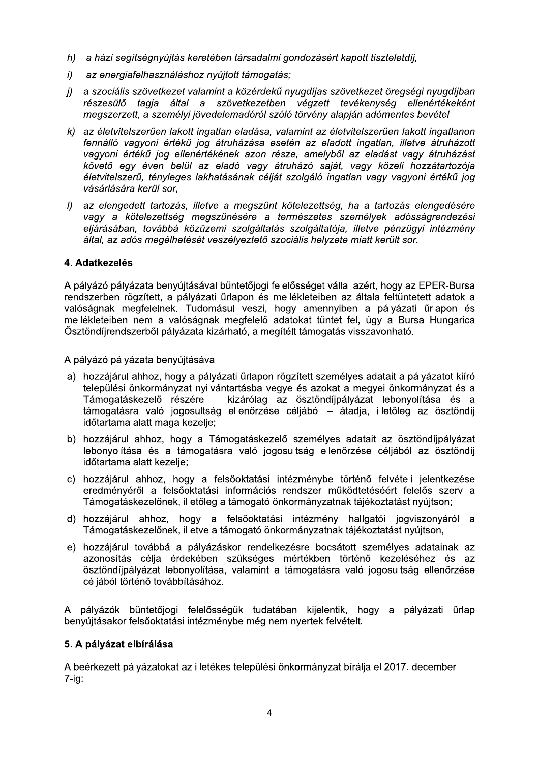*h) a házi segítségnyújtás keretében társadalmi gondozásért kapott tiszteletdíj,*

*i) az energiafelhasználáshoz nyújtott támogatás;*

*j) a szociális szövetkezet valamint a közérdekű nyugdíjas szövetkezet öregségi nyugdíjban részesülő tagja által a szövetkezetben végzett tevékenység ellenértékeként megszerzett, a személyi jövedelemadóról szóló törvény alapján adómentes bevétel*

*k) az életvitelszerűen lakott ingatlan eladása, valamint az életvitelszerűen lakott ingatlanon fennálló vagyoni értékű jog átruházása esetén az eladott ingatlan, illetve átruházott vagyoni értékű jog ellenértékének azon része, amelyből az eladást vagy átruházást követő egy éven belül az eladó vagy átruházó saját, vagy közeli hozzátartozója életvitelszerű, tényleges lakhatásának célját szolgáló ingatlan vagy vagyoni értékű jog vásárlására kerül sor,*

*l) az elengedett tartozás, illetve a megszűnt kötelezettség, ha a tartozás elengedésére vagy a kötelezettség megszűnésére a természetes személyek adósságrendezési eljárásában, továbbá közüzemi szolgáltatás szolgáltatója, illetve pénzügyi intézmény által, az adós megélhetését veszélyeztető szociális helyzete miatt került sor.*

## 4. Adatkezelés

A pályázó pályázata benyújtásával büntetőjogi felelősséget vállal azért, hogy az EPER-Bursa rendszerben rögzített, a pályázati űrlapon és mellékleteiben az általa feltüntetett adatok a valóságnak megfelelnek. Tudomásul veszi, hogy amennyiben a pályázati űrlapon és mellékleteiben nem a valóságnak megfelelő adatokat tüntet fel, úgy a Bursa Hungarica Ösztöndíjrendszerből pályázata kizárható, a megítélt támogatás visszavonható.

A pályázó pályázata benyújtásával

a) hozzájárul ahhoz, hogy a pályázati űrlapon rögzített személyes adatait a pályázatot kiíró települési önkormányzat nyilvántartásba vegye és azokat a megyei önkormányzat és a Támogatáskezelő részére – kizárólag az ösztöndíjpályázat lebonyolítása és a támogatásra való jogosultság ellenőrzése céljából – átadja, illetőleg az ösztöndíj időtartama alatt maga kezelje;

b) hozzájárul ahhoz, hogy a Támogatáskezelő személyes adatait az ösztöndíjpályázat lebonyolítása és a támogatásra való jogosultság ellenőrzése céljából az ösztöndíj időtartama alatt kezelje;

c) hozzájárul ahhoz, hogy a felsőoktatási intézménybe történő felvételi jelentkezése eredményéről a felsőoktatási információs rendszer működtetéséért felelős szerv a Támogatáskezelőnek, illetőleg a támogató önkormányzatnak tájékoztatást nyújtson;

d) hozzájárul ahhoz, hogy a felsőoktatási intézmény hallgatói jogviszonyáról a Támogatáskezelőnek, illetve a támogató önkormányzatnak tájékoztatást nyújtson,

e) hozzájárul továbbá a pályázáskor rendelkezésre bocsátott személyes adatainak az azonosítás célja érdekében szükséges mértékben történő kezeléséhez és az ösztöndíjpályázat lebonyolítása, valamint a támogatásra való jogosultság ellenőrzése céljából történő továbbításához.

A pályázók büntetőjogi felelősségük tudatában kijelentik, hogy a pályázati űrlap benyújtásakor felsőoktatási intézménybe még nem nyertek felvételt.

## 5. A pályázat elbírálása

A beérkezett pályázatokat az illetékes települési önkormányzat bírálja el 2017. december 7-ig: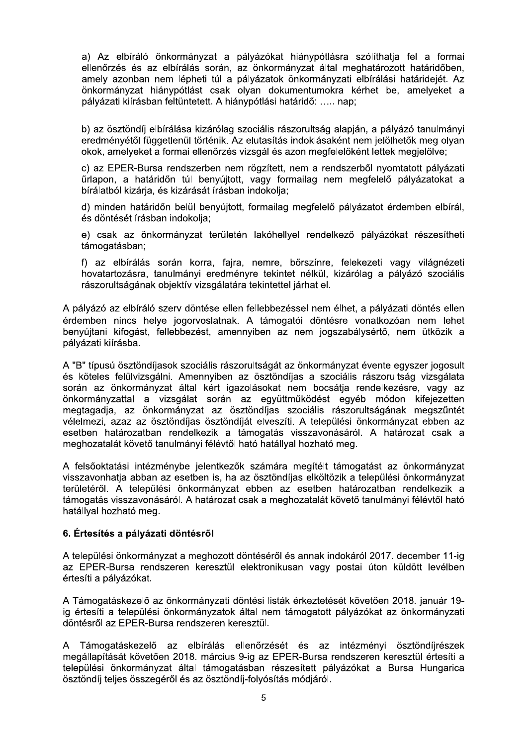a) Az elbíráló önkormányzat a pályázókat hiánypótlásra szólíthatja fel a formai ellenőrzés és az elbírálás során, az önkormányzat által meghatározott határidőben, amely azonban nem lépheti túl a pályázatok önkormányzati elbírálási határidejét. Az önkormányzat hiánypótlást csak olyan dokumentumokra kérhet be, amelyeket a pályázati kiírásban feltüntetett. A hiánypótlási határidő: ….. nap;

b) az ösztöndíj elbírálása kizárólag szociális rászorultság alapján, a pályázó tanulmányi eredményétől függetlenül történik. Az elutasítás indoklásaként nem jelölhetők meg olyan okok, amelyeket a formai ellenőrzés vizsgál és azon megfelelőként lettek megjelölve;

c) az EPER-Bursa rendszerben nem rögzített, nem a rendszerből nyomtatott pályázati űrlapon, a határidőn túl benyújtott, vagy formailag nem megfelelő pályázatokat a bírálatból kizárja, és kizárását írásban indokolja;

d) minden határidőn belül benyújtott, formailag megfelelő pályázatot érdemben elbírál, és döntését írásban indokolja;

e) csak az önkormányzat területén lakóhellyel rendelkező pályázókat részesítheti támogatásban;

f) az elbírálás során korra, fajra, nemre, bőrszínre, felekezeti vagy világnézeti hovatartozásra, tanulmányi eredményre tekintet nélkül, kizárólag a pályázó szociális rászorultságának objektív vizsgálatára tekintettel járhat el.

A pályázó az elbíráló szerv döntése ellen fellebbezéssel nem élhet, a pályázati döntés ellen érdemben nincs helye jogorvoslatnak. A támogatói döntésre vonatkozóan nem lehet benyújtani kifogást, fellebbezést, amennyiben az nem jogszabálysértő, nem ütközik a pályázati kiírásba.

A "B" típusú ösztöndíjasok szociális rászorultságát az önkormányzat évente egyszer jogosult és köteles felülvizsgálni. Amennyiben az ösztöndíjas a szociális rászorultság vizsgálata során az önkormányzat által kért igazolásokat nem bocsátja rendelkezésre, vagy az önkormányzattal a vizsgálat során az együttműködést egyéb módon kifejezetten megtagadja, az önkormányzat az ösztöndíjas szociális rászorultságának megszűntét vélelmezi, azaz az ösztöndíjas ösztöndíját elveszíti. A települési önkormányzat ebben az esetben határozatban rendelkezik a támogatás visszavonásáról. A határozat csak a meghozatalát követő tanulmányi félévtől ható hatállyal hozható meg.

A felsőoktatási intézménybe jelentkezők számára megítélt támogatást az önkormányzat visszavonhatja abban az esetben is, ha az ösztöndíjas elköltözik a települési önkormányzat területéről. A települési önkormányzat ebben az esetben határozatban rendelkezik a támogatás visszavonásáról. A határozat csak a meghozatalát követő tanulmányi félévtől ható hatállyal hozható meg.

### 6. Értesítés a pályázati döntésről

A települési önkormányzat a meghozott döntéséről és annak indokáról 2017. december 11-ig az EPER-Bursa rendszeren keresztül elektronikusan vagy postai úton küldött levélben értesíti a pályázókat.

A Támogatáskezelő az önkormányzati döntési listák érkeztetését követően 2018. január 19-ig értesíti a települési önkormányzatok által nem támogatott pályázókat az önkormányzati döntésről az EPER-Bursa rendszeren keresztül.

A Támogatáskezelő az elbírálás ellenőrzését és az intézményi ösztöndíjrészek megállapítását követően 2018. március 9-ig az EPER-Bursa rendszeren keresztül értesíti a települési önkormányzat által támogatásban részesített pályázókat a Bursa Hungarica ösztöndíj teljes összegéről és az ösztöndíj-folyósítás módjáról.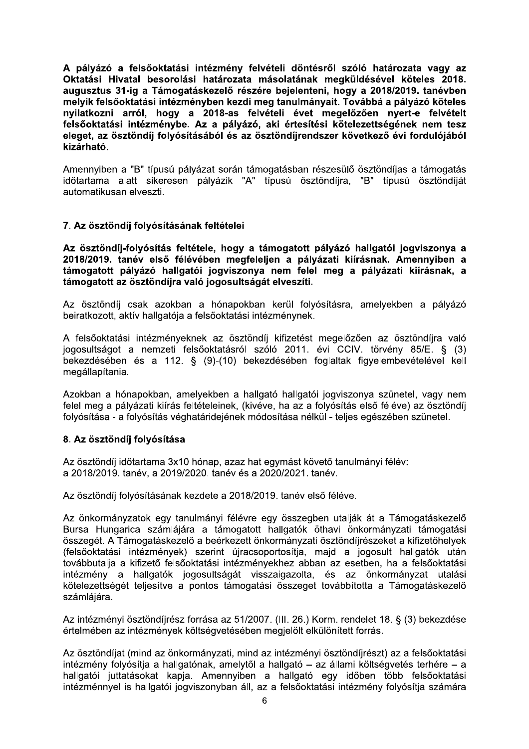**A pályázó a felsőoktatási intézmény felvételi döntésről szóló határozata vagy az Oktatási Hivatal besorolási határozata másolatának megküldésével köteles 2018. augusztus 31-ig a Támogatáskezelő részére bejelenteni, hogy a 2018/2019. tanévben melyik felsőoktatási intézményben kezdi meg tanulmányait. Továbbá a pályázó köteles nyilatkozni arról, hogy a 2018-as felvételi évet megelőzően nyert-e felvételt felsőoktatási intézménybe. Az a pályázó, aki értesítési kötelezettségének nem tesz eleget, az ösztöndíj folyósításából és az ösztöndíjrendszer következő évi fordulójából kizárható.**

Amennyiben a "B" típusú pályázat során támogatásban részesülő ösztöndíjas a támogatás időtartama alatt sikeresen pályázik "A" típusú ösztöndíjra, "B" típusú ösztöndíját automatikusan elveszti.

### 7. Az ösztöndíj folyósításának feltételei

**Az ösztöndíj-folyósítás feltétele, hogy a támogatott pályázó hallgatói jogviszonya a 2018/2019. tanév első félévében megfeleljen a pályázati kiírásnak. Amennyiben a támogatott pályázó hallgatói jogviszonya nem felel meg a pályázati kiírásnak, a támogatott az ösztöndíjra való jogosultságát elveszíti.**

Az ösztöndíj csak azokban a hónapokban kerül folyósításra, amelyekben a pályázó beiratkozott, aktív hallgatója a felsőoktatási intézménynek.

A felsőoktatási intézményeknek az ösztöndíj kifizetést megelőzően az ösztöndíjra való jogosultságot a nemzeti felsőoktatásról szóló 2011. évi CCIV. törvény 85/E. § (3) bekezdésében és a 112. § (9)-(10) bekezdésében foglaltak figyelembevételével kell megállapítania.

Azokban a hónapokban, amelyekben a hallgató hallgatói jogviszonya szünetel, vagy nem felel meg a pályázati kiírás feltételeinek, (kivéve, ha az a folyósítás első féléve) az ösztöndíj folyósítása - a folyósítás véghatáridejének módosítása nélkül - teljes egészében szünetel.

### 8. Az ösztöndíj folyósítása

Az ösztöndíj időtartama 3x10 hónap, azaz hat egymást követő tanulmányi félév: a 2018/2019. tanév, a 2019/2020. tanév és a 2020/2021. tanév.

Az ösztöndíj folyósításának kezdete a 2018/2019. tanév első féléve.

Az önkormányzatok egy tanulmányi félévre egy összegben utalják át a Támogatáskezelő Bursa Hungarica számlájára a támogatott hallgatók öthavi önkormányzati támogatási összegét. A Támogatáskezelő a beérkezett önkormányzati ösztöndíjrészeket a kifizetőhelyek (felsőoktatási intézmények) szerint újracsoportosítja, majd a jogosult hallgatók után továbbutalja a kifizető felsőoktatási intézményekhez abban az esetben, ha a felsőoktatási intézmény a hallgatók jogosultságát visszaigazolta, és az önkormányzat utalási kötelezettségét teljesítve a pontos támogatási összeget továbbította a Támogatáskezelő számlájára.

Az intézményi ösztöndíjrész forrása az 51/2007. (III. 26.) Korm. rendelet 18. § (3) bekezdése értelmében az intézmények költségvetésében megjelölt elkülönített forrás.

Az ösztöndíjat (mind az önkormányzati, mind az intézményi ösztöndíjrészt) az a felsőoktatási intézmény folyósítja a hallgatónak, amelytől a hallgató – az állami költségvetés terhére – a hallgatói juttatásokat kapja. Amennyiben a hallgató egy időben több felsőoktatási intézménnyel is hallgatói jogviszonyban áll, az a felsőoktatási intézmény folyósítja számára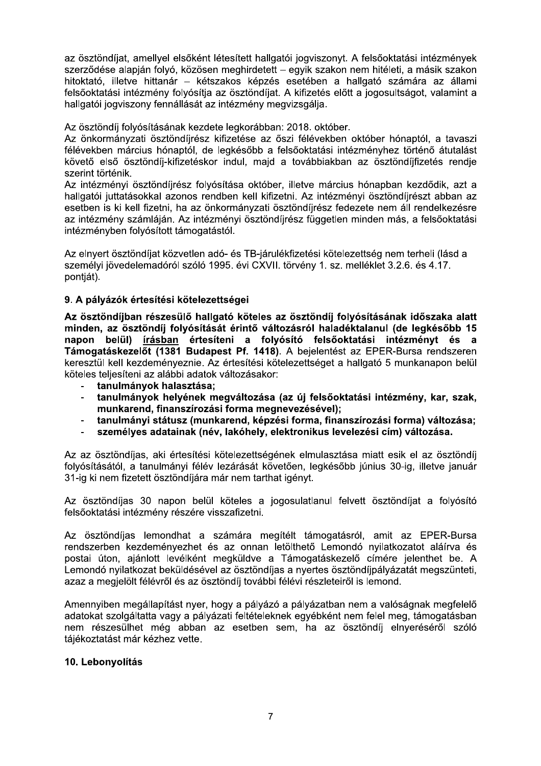az ösztöndíjat, amellyel elsőként létesített hallgatói jogviszonyt. A felsőoktatási intézmények szerződése alapján folyó, közösen meghirdetett – egyik szakon nem hitéleti, a másik szakon hitoktató, illetve hittanár – kétszakos képzés esetében a hallgató számára az állami felsőoktatási intézmény folyósítja az ösztöndíjat. A kifizetés előtt a jogosultságot, valamint a hallgatói jogviszony fennállását az intézmény megvizsgálja.

Az ösztöndíj folyósításának kezdete legkorábban: 2018. október.

Az önkormányzati ösztöndíjrész kifizetése az őszi félévekben október hónaptól, a tavaszi félévekben március hónaptól, de legkésőbb a felsőoktatási intézményhez történő átutalást követő első ösztöndíj-kifizetéskor indul, majd a továbbiakban az ösztöndíjfizetés rendje szerint történik.

Az intézményi ösztöndíjrész folyósítása október, illetve március hónapban kezdődik, azt a hallgatói juttatásokkal azonos rendben kell kifizetni. Az intézményi ösztöndíjrészt abban az esetben is ki kell fizetni, ha az önkormányzati ösztöndíjrész fedezete nem áll rendelkezésre az intézmény számláján. Az intézményi ösztöndíjrész független minden más, a felsőoktatási intézményben folyósított támogatástól.

Az elnyert ösztöndíjat közvetlen adó- és TB-járulékfizetési kötelezettség nem terheli (lásd a személyi jövedelemadóról szóló 1995. évi CXVII. törvény 1. sz. melléklet 3.2.6. és 4.17. pontját).

### 9. A pályázók értesítési kötelezettségei

**Az ösztöndíjban részesülő hallgató köteles az ösztöndíj folyósításának időszaka alatt minden, az ösztöndíj folyósítását érintő változásról haladéktalanul (de legkésőbb 15 napon belül) írásban értesíteni a folyósító felsőoktatási intézményt és a Támogatáskezelőt (1381 Budapest Pf. 1418)**. A bejelentést az EPER-Bursa rendszeren keresztül kell kezdeményeznie. Az értesítési kötelezettséget a hallgató 5 munkanapon belül köteles teljesíteni az alábbi adatok változásakor:

- **tanulmányok halasztása;**
- **tanulmányok helyének megváltozása (az új felsőoktatási intézmény, kar, szak, munkarend, finanszírozási forma megnevezésével);**
- **tanulmányi státusz (munkarend, képzési forma, finanszírozási forma) változása;**
- **személyes adatainak (név, lakóhely, elektronikus levelezési cím) változása.**

Az az ösztöndíjas, aki értesítési kötelezettségének elmulasztása miatt esik el az ösztöndíj folyósításától, a tanulmányi félév lezárását követően, legkésőbb június 30-ig, illetve január 31-ig ki nem fizetett ösztöndíjára már nem tarthat igényt.

Az ösztöndíjas 30 napon belül köteles a jogosulatlanul felvett ösztöndíjat a folyósító felsőoktatási intézmény részére visszafizetni.

Az ösztöndíjas lemondhat a számára megítélt támogatásról, amit az EPER-Bursa rendszerben kezdeményezhet és az onnan letölthető Lemondó nyilatkozatot aláírva és postai úton, ajánlott levélként megküldve a Támogatáskezelő címére jelenthet be. A Lemondó nyilatkozat beküldésével az ösztöndíjas a nyertes ösztöndíjpályázatát megszünteti, azaz a megjelölt félévről és az ösztöndíj további félévi részleteiről is lemond.

Amennyiben megállapítást nyer, hogy a pályázó a pályázatban nem a valóságnak megfelelő adatokat szolgáltatta vagy a pályázati feltételeknek egyébként nem felel meg, támogatásban nem részesülhet még abban az esetben sem, ha az ösztöndíj elnyeréséről szóló tájékoztatást már kézhez vette.

### 10. Lebonyolítás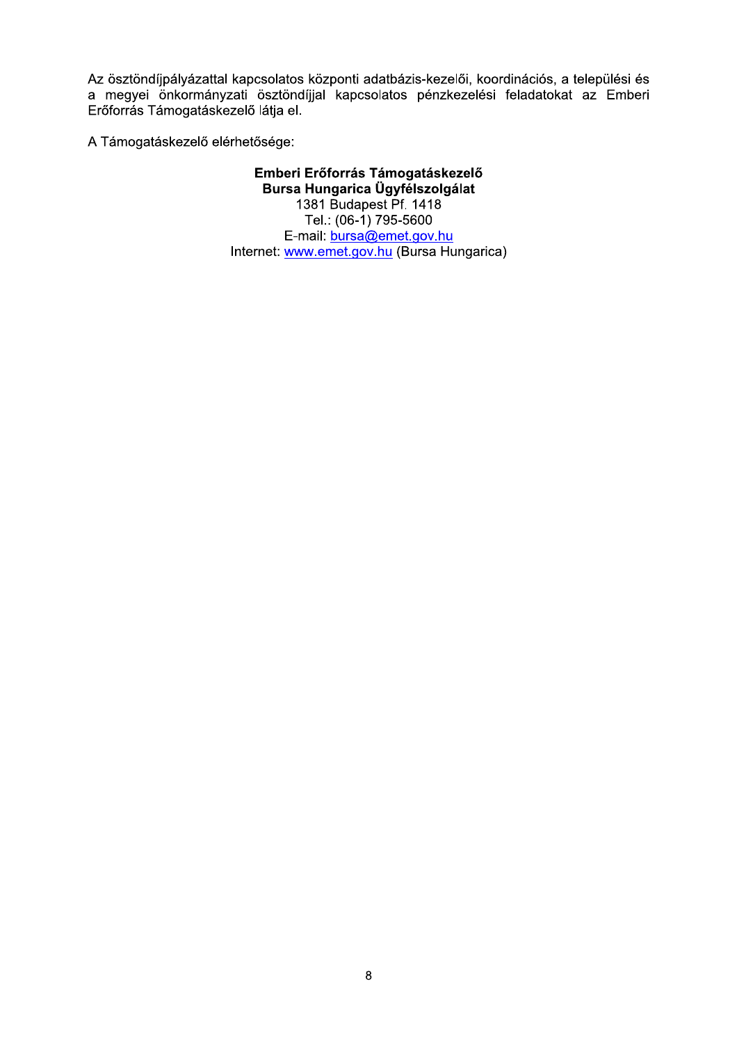Az ösztöndíjpályázattal kapcsolatos központi adatbázis-kezelői, koordinációs, a települési és a megyei önkormányzati ösztöndíjjal kapcsolatos pénzkezelési feladatokat az Emberi Erőforrás Támogatáskezelő látja el.

A Támogatáskezelő elérhetősége:

**Emberi Erőforrás Támogatáskezelő**
**Bursa Hungarica Ügyfélszolgálat**
1381 Budapest Pf. 1418
Tel.: (06-1) 795-5600
E-mail: bursa@emet.gov.hu
Internet: www.emet.gov.hu (Bursa Hungarica)